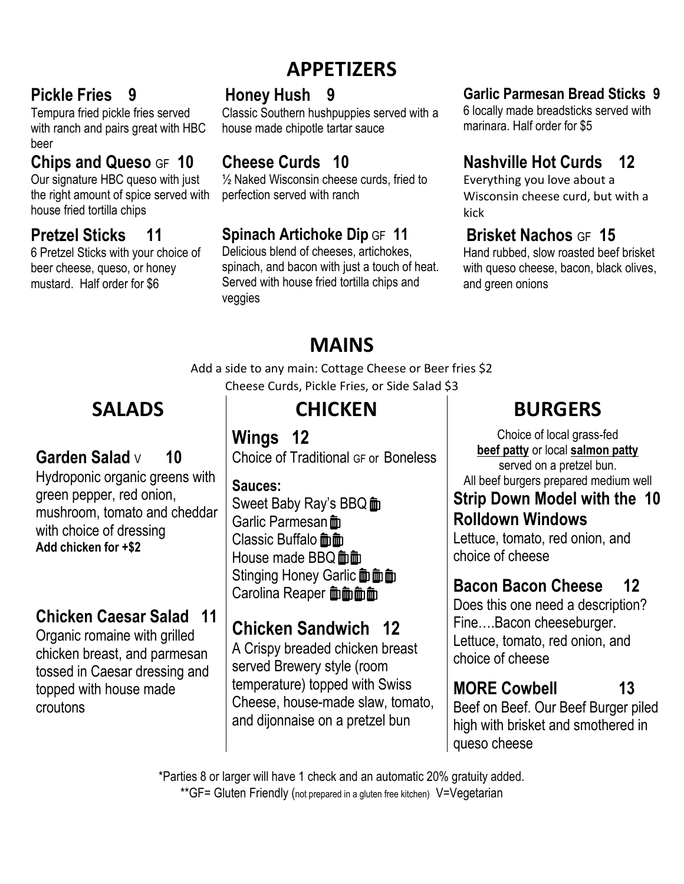# APPETIZERS

### Pickle Fries 9
Tempura fried pickle fries served with ranch and pairs great with HBC beer

### Chips and Queso GF 10
Our signature HBC queso with just the right amount of spice served with house fried tortilla chips

### Pretzel Sticks 11
6 Pretzel Sticks with your choice of beer cheese, queso, or honey mustard. Half order for $6

### Honey Hush 9
Classic Southern hushpuppies served with a house made chipotle tartar sauce

### Cheese Curds 10
½ Naked Wisconsin cheese curds, fried to perfection served with ranch

### Spinach Artichoke Dip GF 11
Delicious blend of cheeses, artichokes, spinach, and bacon with just a touch of heat. Served with house fried tortilla chips and veggies

### Garlic Parmesan Bread Sticks 9
6 locally made breadsticks served with marinara. Half order for $5

### Nashville Hot Curds 12
Everything you love about a Wisconsin cheese curd, but with a kick

### Brisket Nachos GF 15
Hand rubbed, slow roasted beef brisket with queso cheese, bacon, black olives, and green onions

# MAINS

Add a side to any main: Cottage Cheese or Beer fries $2
Cheese Curds, Pickle Fries, or Side Salad $3

## SALADS

### Garden Salad V 10
Hydroponic organic greens with green pepper, red onion, mushroom, tomato and cheddar with choice of dressing
**Add chicken for +$2**

### Chicken Caesar Salad 11
Organic romaine with grilled chicken breast, and parmesan tossed in Caesar dressing and topped with house made croutons

## CHICKEN

### Wings 12
Choice of Traditional GF or Boneless

**Sauces:**
- Sweet Baby Ray's BBQ 🍺
- Garlic Parmesan 🍺
- Classic Buffalo 🍺🍺
- House made BBQ 🍺🍺
- Stinging Honey Garlic 🍺🍺🍺
- Carolina Reaper 🍺🍺🍺🍺

### Chicken Sandwich 12
A Crispy breaded chicken breast served Brewery style (room temperature) topped with Swiss Cheese, house-made slaw, tomato, and dijonnaise on a pretzel bun

## BURGERS

Choice of local grass-fed **beef patty** or local **salmon patty** served on a pretzel bun.
All beef burgers prepared medium well

### Strip Down Model with the Rolldown Windows 10
Lettuce, tomato, red onion, and choice of cheese

### Bacon Bacon Cheese 12
Does this one need a description? Fine….Bacon cheeseburger. Lettuce, tomato, red onion, and choice of cheese

### MORE Cowbell 13
Beef on Beef. Our Beef Burger piled high with brisket and smothered in queso cheese

*Parties 8 or larger will have 1 check and an automatic 20% gratuity added.
**GF= Gluten Friendly (not prepared in a gluten free kitchen) V=Vegetarian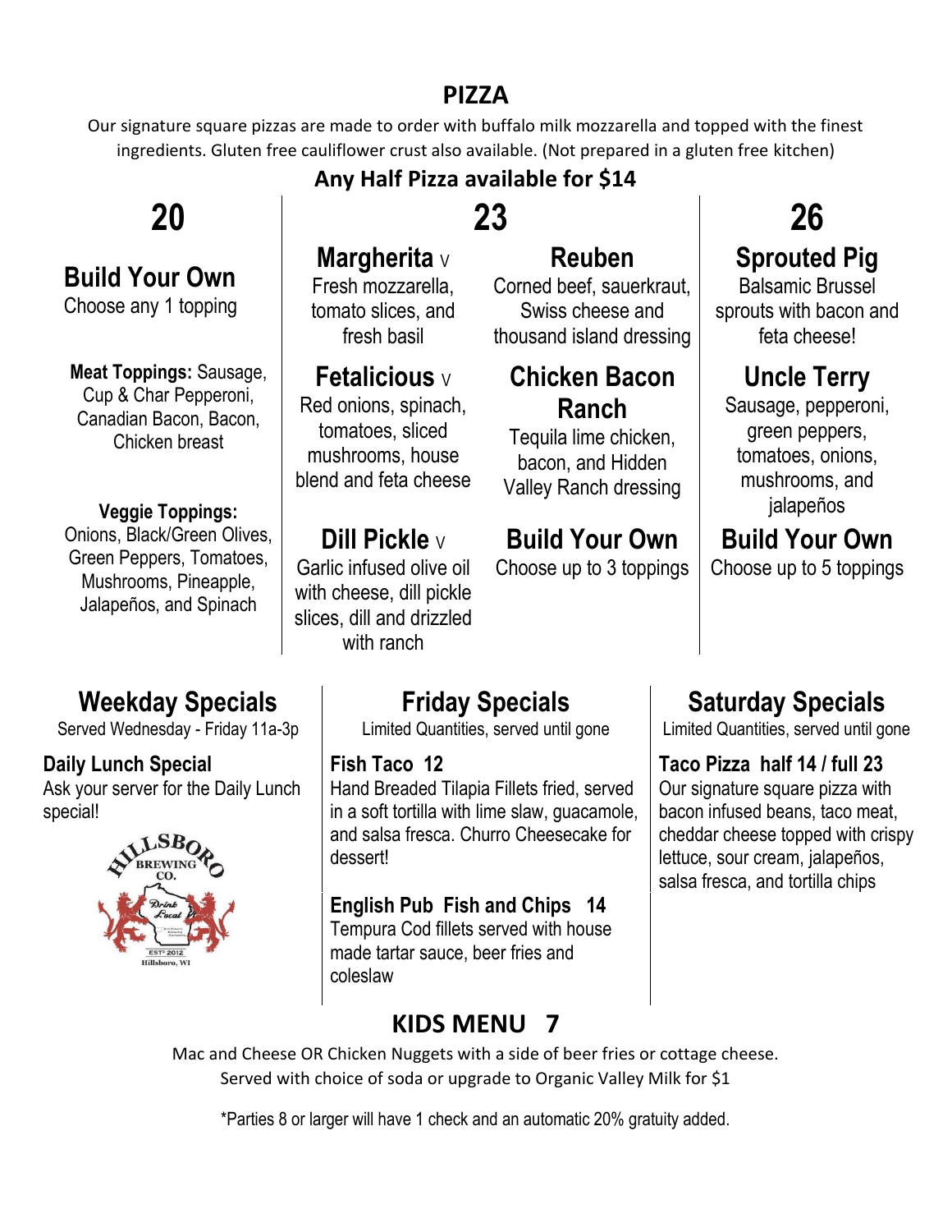# PIZZA

Our signature square pizzas are made to order with buffalo milk mozzarella and topped with the finest ingredients. Gluten free cauliflower crust also available. (Not prepared in a gluten free kitchen)

**Any Half Pizza available for $14**

## 20

### Build Your Own

Choose any 1 topping

**Meat Toppings:** Sausage, Cup & Char Pepperoni, Canadian Bacon, Bacon, Chicken breast

**Veggie Toppings:**
Onions, Black/Green Olives, Green Peppers, Tomatoes, Mushrooms, Pineapple, Jalapeños, and Spinach

## 23

### Margherita v

Fresh mozzarella, tomato slices, and fresh basil

### Fetalicious v

Red onions, spinach, tomatoes, sliced mushrooms, house blend and feta cheese

### Dill Pickle v

Garlic infused olive oil with cheese, dill pickle slices, dill and drizzled with ranch

### Reuben

Corned beef, sauerkraut, Swiss cheese and thousand island dressing

### Chicken Bacon Ranch

Tequila lime chicken, bacon, and Hidden Valley Ranch dressing

### Build Your Own

Choose up to 3 toppings

## 26

### Sprouted Pig

Balsamic Brussel sprouts with bacon and feta cheese!

### Uncle Terry

Sausage, pepperoni, green peppers, tomatoes, onions, mushrooms, and jalapeños

### Build Your Own

Choose up to 5 toppings

## Weekday Specials

Served Wednesday - Friday 11a-3p

### Daily Lunch Special

Ask your server for the Daily Lunch special!

## Friday Specials

Limited Quantities, served until gone

### Fish Taco 12

Hand Breaded Tilapia Fillets fried, served in a soft tortilla with lime slaw, guacamole, and salsa fresca. Churro Cheesecake for dessert!

### English Pub Fish and Chips 14

Tempura Cod fillets served with house made tartar sauce, beer fries and coleslaw

## Saturday Specials

Limited Quantities, served until gone

### Taco Pizza half 14 / full 23

Our signature square pizza with bacon infused beans, taco meat, cheddar cheese topped with crispy lettuce, sour cream, jalapeños, salsa fresca, and tortilla chips

# KIDS MENU 7

Mac and Cheese OR Chicken Nuggets with a side of beer fries or cottage cheese.
Served with choice of soda or upgrade to Organic Valley Milk for $1

*Parties 8 or larger will have 1 check and an automatic 20% gratuity added.